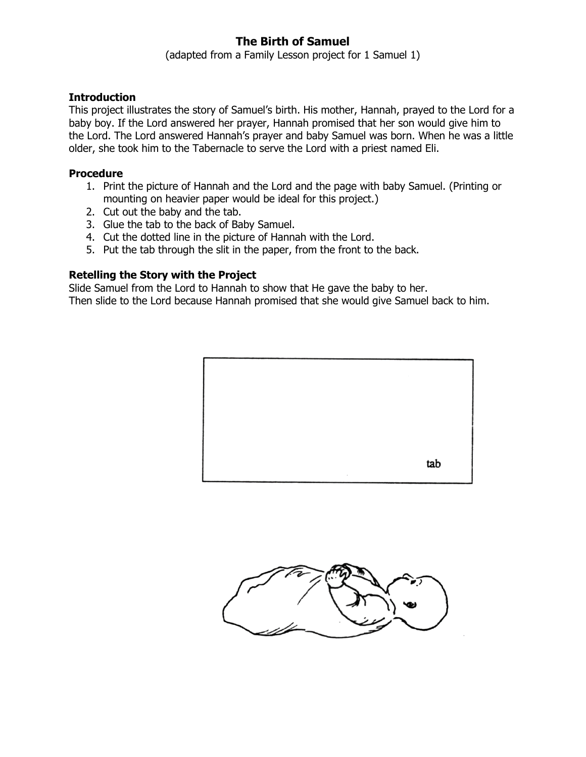# The Birth of Samuel

(adapted from a Family Lesson project for 1 Samuel 1)

### Introduction

This project illustrates the story of Samuel's birth. His mother, Hannah, prayed to the Lord for a baby boy. If the Lord answered her prayer, Hannah promised that her son would give him to the Lord. The Lord answered Hannah's prayer and baby Samuel was born. When he was a little older, she took him to the Tabernacle to serve the Lord with a priest named Eli.

### Procedure

1. Print the picture of Hannah and the Lord and the page with baby Samuel. (Printing or mounting on heavier paper would be ideal for this project.)
2. Cut out the baby and the tab.
3. Glue the tab to the back of Baby Samuel.
4. Cut the dotted line in the picture of Hannah with the Lord.
5. Put the tab through the slit in the paper, from the front to the back.

### Retelling the Story with the Project

Slide Samuel from the Lord to Hannah to show that He gave the baby to her.
Then slide to the Lord because Hannah promised that she would give Samuel back to him.

tab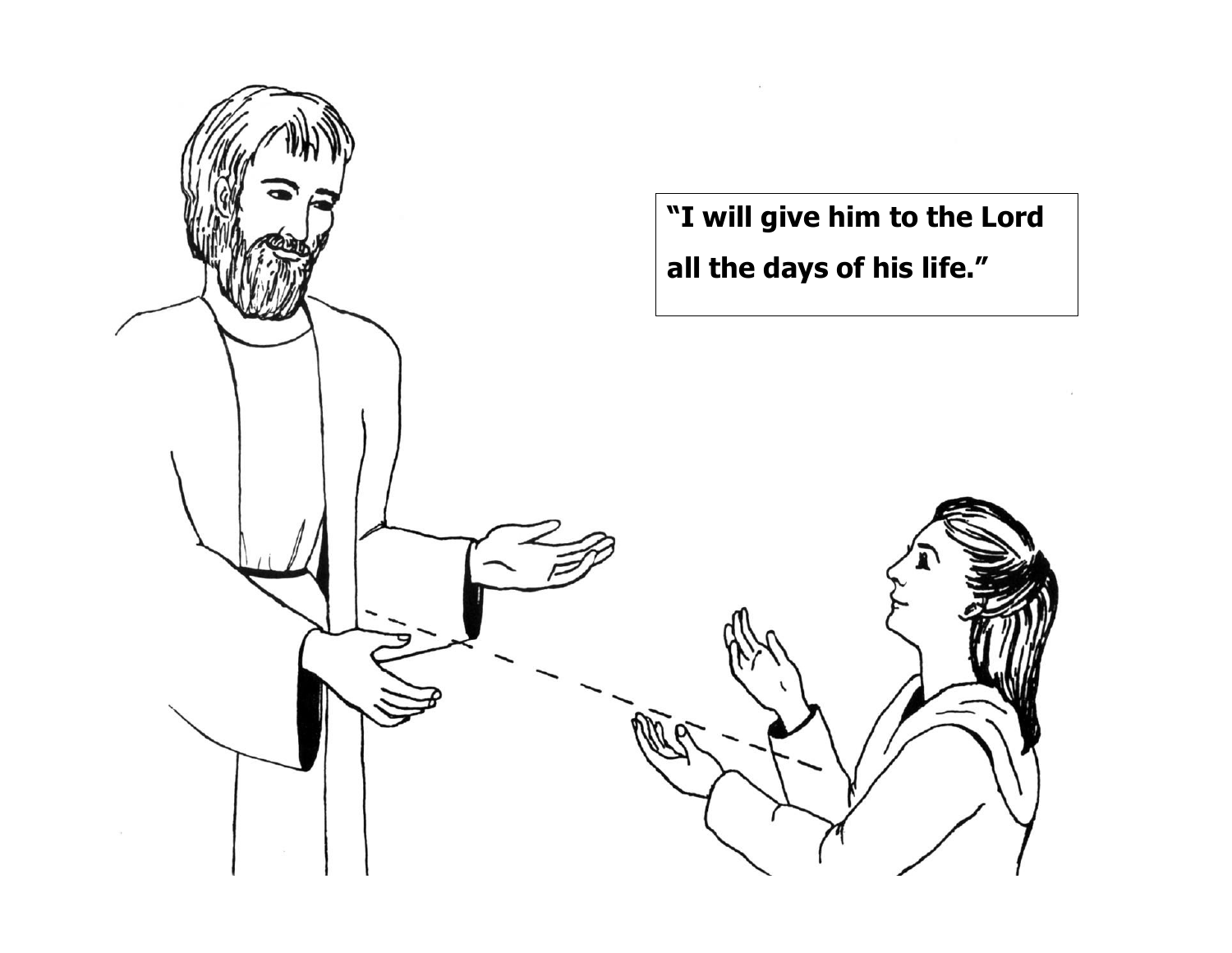"I will give him to the Lord all the days of his life."